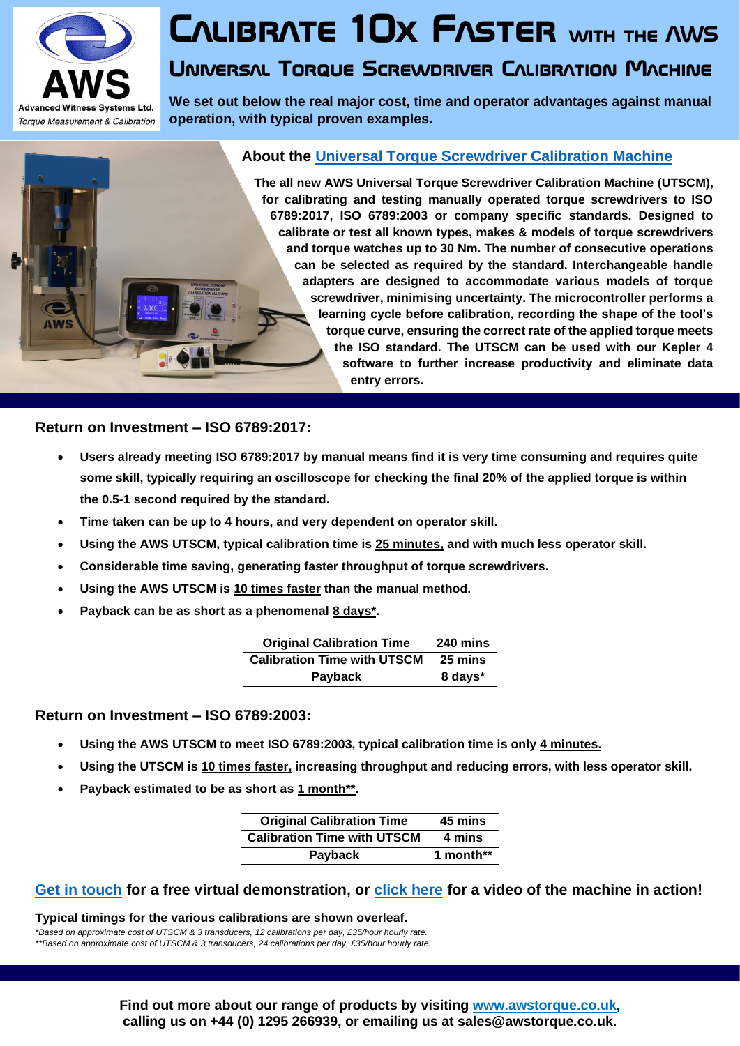AWS
Advanced Witness Systems Ltd.
*Torque Measurement & Calibration*

# Calibrate 10x Faster with the AWS

## Universal Torque Screwdriver Calibration Machine

**We set out below the real major cost, time and operator advantages against manual operation, with typical proven examples.**

### About the Universal Torque Screwdriver Calibration Machine

**The all new AWS Universal Torque Screwdriver Calibration Machine (UTSCM), for calibrating and testing manually operated torque screwdrivers to ISO 6789:2017, ISO 6789:2003 or company specific standards. Designed to calibrate or test all known types, makes & models of torque screwdrivers and torque watches up to 30 Nm. The number of consecutive operations can be selected as required by the standard. Interchangeable handle adapters are designed to accommodate various models of torque screwdriver, minimising uncertainty. The microcontroller performs a learning cycle before calibration, recording the shape of the tool's torque curve, ensuring the correct rate of the applied torque meets the ISO standard. The UTSCM can be used with our Kepler 4 software to further increase productivity and eliminate data entry errors.**

### Return on Investment – ISO 6789:2017:

- **Users already meeting ISO 6789:2017 by manual means find it is very time consuming and requires quite some skill, typically requiring an oscilloscope for checking the final 20% of the applied torque is within the 0.5-1 second required by the standard.**
- **Time taken can be up to 4 hours, and very dependent on operator skill.**
- **Using the AWS UTSCM, typical calibration time is 25 minutes, and with much less operator skill.**
- **Considerable time saving, generating faster throughput of torque screwdrivers.**
- **Using the AWS UTSCM is 10 times faster than the manual method.**
- **Payback can be as short as a phenomenal 8 days*.**

| Original Calibration Time | 240 mins |
|---|---|
| Calibration Time with UTSCM | 25 mins |
| Payback | 8 days* |

### Return on Investment – ISO 6789:2003:

- **Using the AWS UTSCM to meet ISO 6789:2003, typical calibration time is only 4 minutes.**
- **Using the UTSCM is 10 times faster, increasing throughput and reducing errors, with less operator skill.**
- **Payback estimated to be as short as 1 month**.**

| Original Calibration Time | 45 mins |
|---|---|
| Calibration Time with UTSCM | 4 mins |
| Payback | 1 month** |

**Get in touch for a free virtual demonstration, or click here for a video of the machine in action!**

**Typical timings for the various calibrations are shown overleaf.**

*\*Based on approximate cost of UTSCM & 3 transducers, 12 calibrations per day, £35/hour hourly rate.*
*\*\*Based on approximate cost of UTSCM & 3 transducers, 24 calibrations per day, £35/hour hourly rate.*

**Find out more about our range of products by visiting www.awstorque.co.uk, calling us on +44 (0) 1295 266939, or emailing us at sales@awstorque.co.uk.**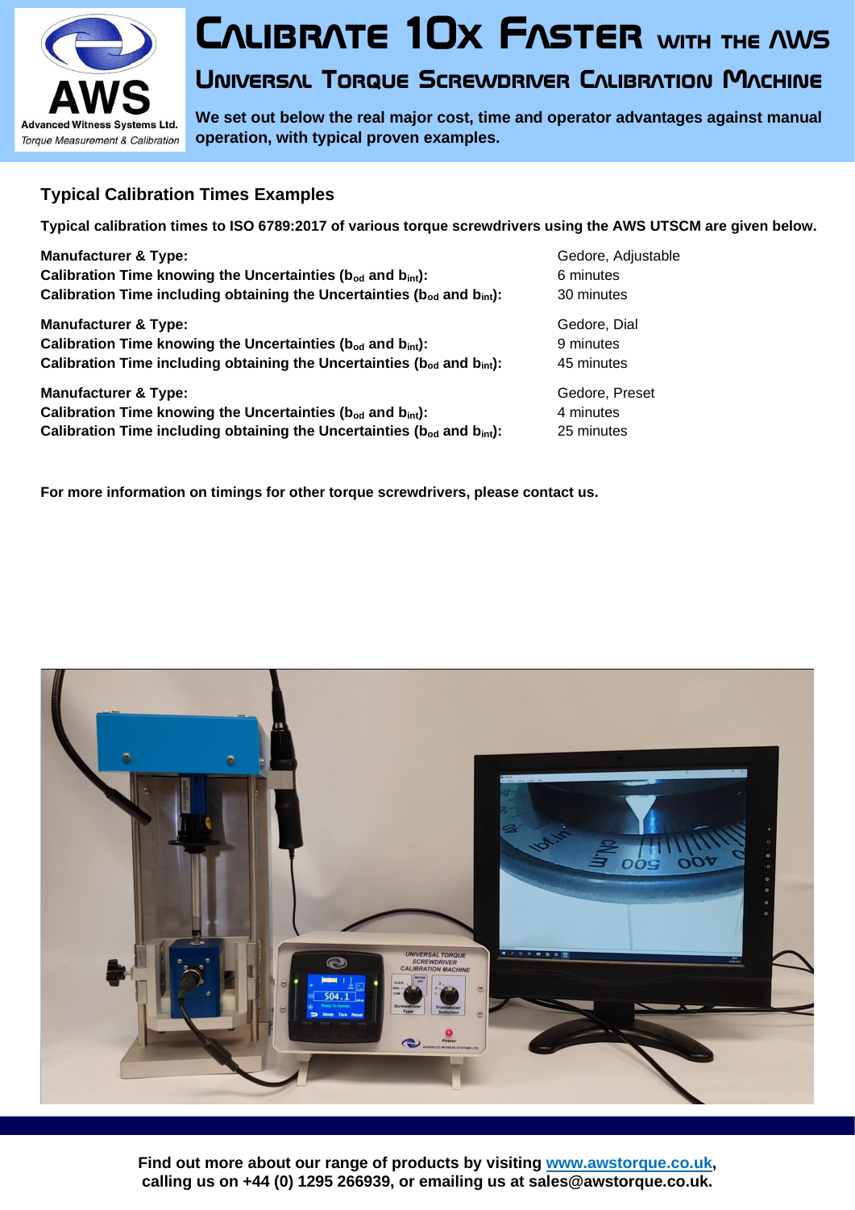# Calibrate 10x Faster with the AWS

## Universal Torque Screwdriver Calibration Machine

**We set out below the real major cost, time and operator advantages against manual operation, with typical proven examples.**

AWS
Advanced Witness Systems Ltd.
*Torque Measurement & Calibration*

## Typical Calibration Times Examples

**Typical calibration times to ISO 6789:2017 of various torque screwdrivers using the AWS UTSCM are given below.**

**Manufacturer & Type:** Gedore, Adjustable
**Calibration Time knowing the Uncertainties ($b_{od}$ and $b_{int}$):** 6 minutes
**Calibration Time including obtaining the Uncertainties ($b_{od}$ and $b_{int}$):** 30 minutes

**Manufacturer & Type:** Gedore, Dial
**Calibration Time knowing the Uncertainties ($b_{od}$ and $b_{int}$):** 9 minutes
**Calibration Time including obtaining the Uncertainties ($b_{od}$ and $b_{int}$):** 45 minutes

**Manufacturer & Type:** Gedore, Preset
**Calibration Time knowing the Uncertainties ($b_{od}$ and $b_{int}$):** 4 minutes
**Calibration Time including obtaining the Uncertainties ($b_{od}$ and $b_{int}$):** 25 minutes

**For more information on timings for other torque screwdrivers, please contact us.**

**Find out more about our range of products by visiting [www.awstorque.co.uk](http://www.awstorque.co.uk), calling us on +44 (0) 1295 266939, or emailing us at sales@awstorque.co.uk.**